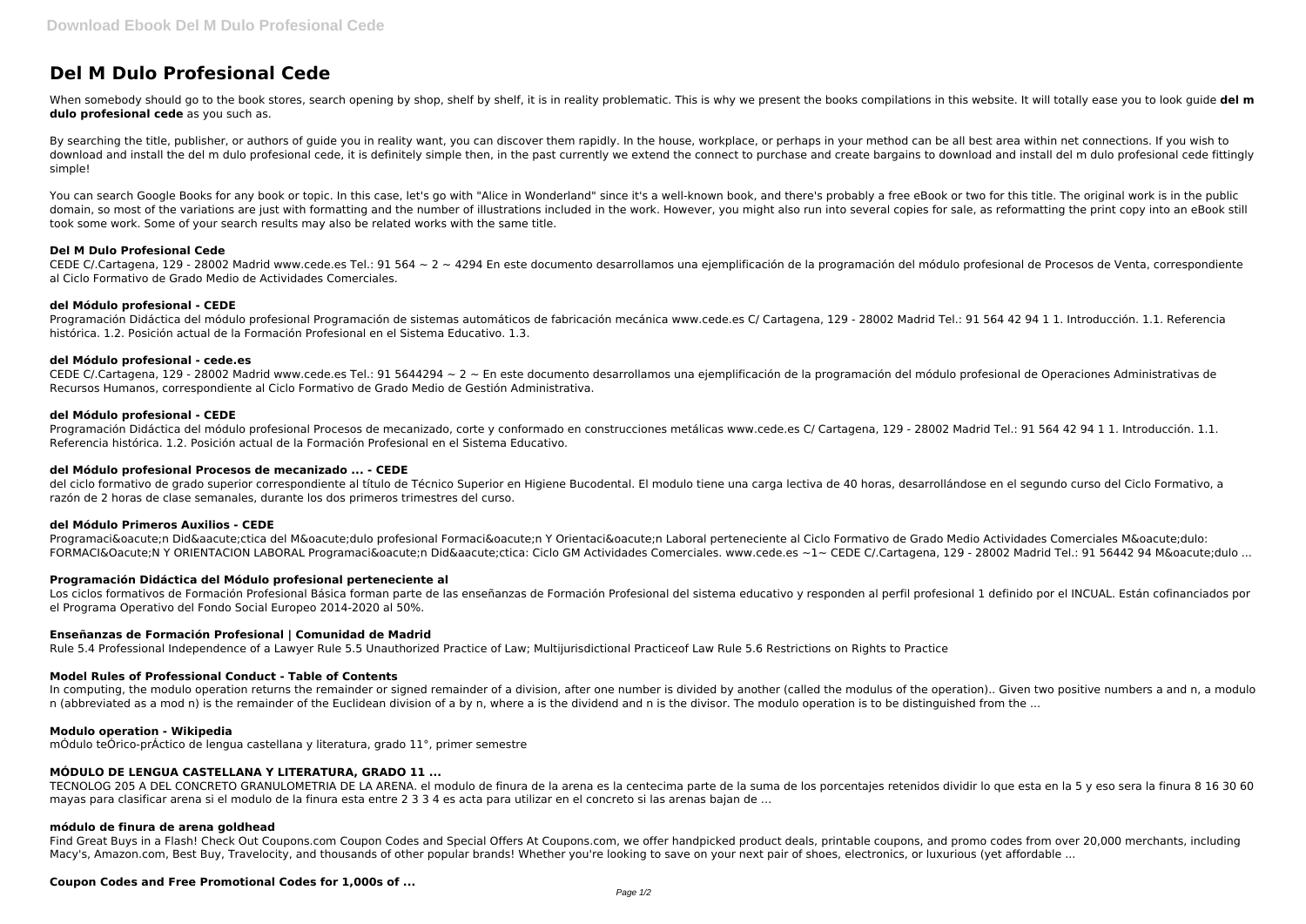# Del M Dulo Profesional Cede

When somebody should go to the book stores, search opening by shop, shelf by shelf, it is in reality problematic. This is why we present the books compilations in this website. It will totally ease you to look guide **del m dulo profesional cede** as you such as.

By searching the title, publisher, or authors of guide you in reality want, you can discover them rapidly. In the house, workplace, or perhaps in your method can be all best area within net connections. If you wish to download and install the del m dulo profesional cede, it is definitely simple then, in the past currently we extend the connect to purchase and create bargains to download and install del m dulo profesional cede fittingly simple!

You can search Google Books for any book or topic. In this case, let's go with "Alice in Wonderland" since it's a well-known book, and there's probably a free eBook or two for this title. The original work is in the public domain, so most of the variations are just with formatting and the number of illustrations included in the work. However, you might also run into several copies for sale, as reformatting the print copy into an eBook still took some work. Some of your search results may also be related works with the same title.

### Del M Dulo Profesional Cede

CEDE C/.Cartagena, 129 - 28002 Madrid www.cede.es Tel.: 91 564 ~ 2 ~ 4294 En este documento desarrollamos una ejemplificación de la programación del módulo profesional de Procesos de Venta, correspondiente al Ciclo Formativo de Grado Medio de Actividades Comerciales.

### del Módulo profesional - CEDE

Programación Didáctica del módulo profesional Programación de sistemas automáticos de fabricación mecánica www.cede.es C/ Cartagena, 129 - 28002 Madrid Tel.: 91 564 42 94 1 1. Introducción. 1.1. Referencia histórica. 1.2. Posición actual de la Formación Profesional en el Sistema Educativo. 1.3.

### del Módulo profesional - cede.es

CEDE C/.Cartagena, 129 - 28002 Madrid www.cede.es Tel.: 91 5644294 ~ 2 ~ En este documento desarrollamos una ejemplificación de la programación del módulo profesional de Operaciones Administrativas de Recursos Humanos, correspondiente al Ciclo Formativo de Grado Medio de Gestión Administrativa.

### del Módulo profesional - CEDE

Programación Didáctica del módulo profesional Procesos de mecanizado, corte y conformado en construcciones metálicas www.cede.es C/ Cartagena, 129 - 28002 Madrid Tel.: 91 564 42 94 1 1. Introducción. 1.1. Referencia histórica. 1.2. Posición actual de la Formación Profesional en el Sistema Educativo.

### del Módulo profesional Procesos de mecanizado ... - CEDE

del ciclo formativo de grado superior correspondiente al título de Técnico Superior en Higiene Bucodental. El modulo tiene una carga lectiva de 40 horas, desarrollándose en el segundo curso del Ciclo Formativo, a razón de 2 horas de clase semanales, durante los dos primeros trimestres del curso.

### del Módulo Primeros Auxilios - CEDE

Programaci&oacute;n Did&aacute;ctica del M&oacute;dulo profesional Formaci&oacute;n Y Orientaci&oacute;n Laboral perteneciente al Ciclo Formativo de Grado Medio Actividades Comerciales M&oacute;dulo: FORMACI&Oacute;N Y ORIENTACION LABORAL Programaci&oacute;n Did&aacute;ctica: Ciclo GM Actividades Comerciales. www.cede.es ~1~ CEDE C/.Cartagena, 129 - 28002 Madrid Tel.: 91 56442 94 M&oacute;dulo ...

### Programación Didáctica del Módulo profesional perteneciente al

Los ciclos formativos de Formación Profesional Básica forman parte de las enseñanzas de Formación Profesional del sistema educativo y responden al perfil profesional 1 definido por el INCUAL. Están cofinanciados por el Programa Operativo del Fondo Social Europeo 2014-2020 al 50%.

### Enseñanzas de Formación Profesional | Comunidad de Madrid

Rule 5.4 Professional Independence of a Lawyer Rule 5.5 Unauthorized Practice of Law; Multijurisdictional Practiceof Law Rule 5.6 Restrictions on Rights to Practice

### Model Rules of Professional Conduct - Table of Contents

In computing, the modulo operation returns the remainder or signed remainder of a division, after one number is divided by another (called the modulus of the operation).. Given two positive numbers a and n, a modulo n (abbreviated as a mod n) is the remainder of the Euclidean division of a by n, where a is the dividend and n is the divisor. The modulo operation is to be distinguished from the ...

### Modulo operation - Wikipedia

mÓdulo teÓrico-prÁctico de lengua castellana y literatura, grado 11°, primer semestre

### MÓDULO DE LENGUA CASTELLANA Y LITERATURA, GRADO 11 ...

TECNOLOG 205 A DEL CONCRETO GRANULOMETRIA DE LA ARENA. el modulo de finura de la arena es la centecima parte de la suma de los porcentajes retenidos dividir lo que esta en la 5 y eso sera la finura 8 16 30 60 mayas para clasificar arena si el modulo de la finura esta entre 2 3 3 4 es acta para utilizar en el concreto si las arenas bajan de ...

### módulo de finura de arena goldhead

Find Great Buys in a Flash! Check Out Coupons.com Coupon Codes and Special Offers At Coupons.com, we offer handpicked product deals, printable coupons, and promo codes from over 20,000 merchants, including Macy's, Amazon.com, Best Buy, Travelocity, and thousands of other popular brands! Whether you're looking to save on your next pair of shoes, electronics, or luxurious (yet affordable ...

### Coupon Codes and Free Promotional Codes for 1,000s of ...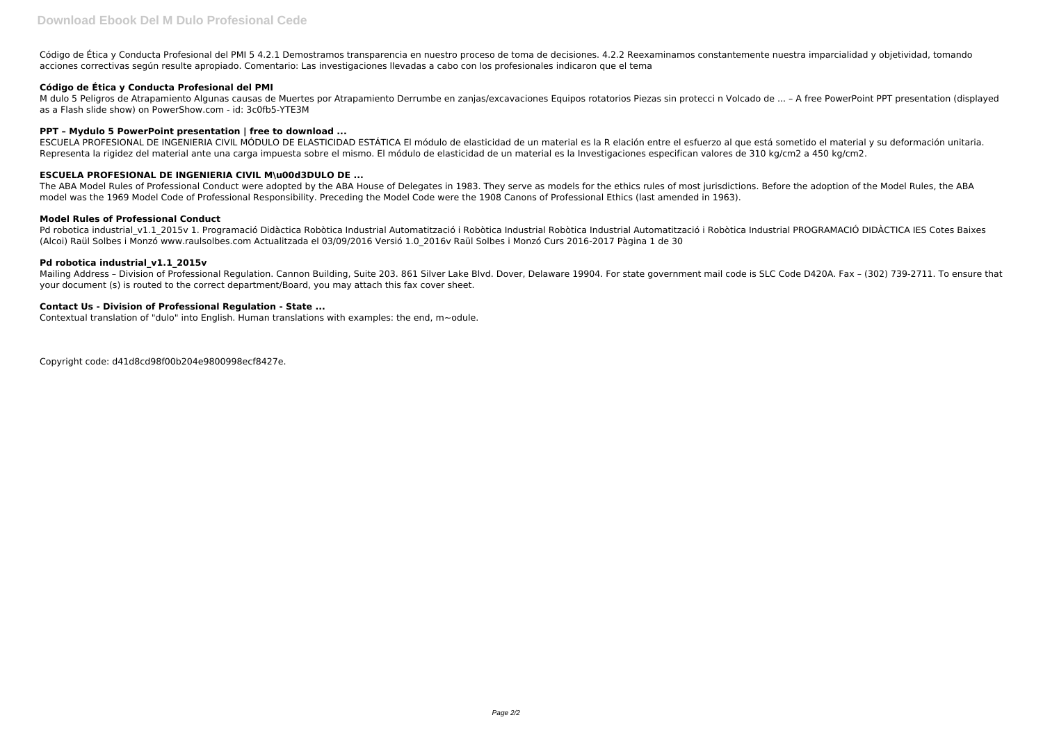Código de Ética y Conducta Profesional del PMI 5 4.2.1 Demostramos transparencia en nuestro proceso de toma de decisiones. 4.2.2 Reexaminamos constantemente nuestra imparcialidad y objetividad, tomando acciones correctivas según resulte apropiado. Comentario: Las investigaciones llevadas a cabo con los profesionales indicaron que el tema

### Código de Ética y Conducta Profesional del PMI

M dulo 5 Peligros de Atrapamiento Algunas causas de Muertes por Atrapamiento Derrumbe en zanjas/excavaciones Equipos rotatorios Piezas sin protecci n Volcado de ... – A free PowerPoint PPT presentation (displayed as a Flash slide show) on PowerShow.com - id: 3c0fb5-YTE3M

### PPT – Mydulo 5 PowerPoint presentation | free to download ...

ESCUELA PROFESIONAL DE INGENIERIA CIVIL MÓDULO DE ELASTICIDAD ESTÁTICA El módulo de elasticidad de un material es la R elación entre el esfuerzo al que está sometido el material y su deformación unitaria. Representa la rigidez del material ante una carga impuesta sobre el mismo. El módulo de elasticidad de un material es la Investigaciones especifican valores de 310 kg/cm2 a 450 kg/cm2.

### ESCUELA PROFESIONAL DE INGENIERIA CIVIL M\u00d3DULO DE ...

The ABA Model Rules of Professional Conduct were adopted by the ABA House of Delegates in 1983. They serve as models for the ethics rules of most jurisdictions. Before the adoption of the Model Rules, the ABA model was the 1969 Model Code of Professional Responsibility. Preceding the Model Code were the 1908 Canons of Professional Ethics (last amended in 1963).

### Model Rules of Professional Conduct

Pd robotica industrial_v1.1_2015v 1. Programació Didàctica Robòtica Industrial Automatització i Robòtica Industrial Robòtica Industrial Automatització i Robòtica Industrial PROGRAMACIÓ DIDÀCTICA IES Cotes Baixes (Alcoi) Raül Solbes i Monzó www.raulsolbes.com Actualitzada el 03/09/2016 Versió 1.0_2016v Raül Solbes i Monzó Curs 2016-2017 Pàgina 1 de 30

### Pd robotica industrial_v1.1_2015v

Mailing Address – Division of Professional Regulation. Cannon Building, Suite 203. 861 Silver Lake Blvd. Dover, Delaware 19904. For state government mail code is SLC Code D420A. Fax – (302) 739-2711. To ensure that your document (s) is routed to the correct department/Board, you may attach this fax cover sheet.

### Contact Us - Division of Professional Regulation - State ...

Contextual translation of "dulo" into English. Human translations with examples: the end, m~odule.

Copyright code: d41d8cd98f00b204e9800998ecf8427e.